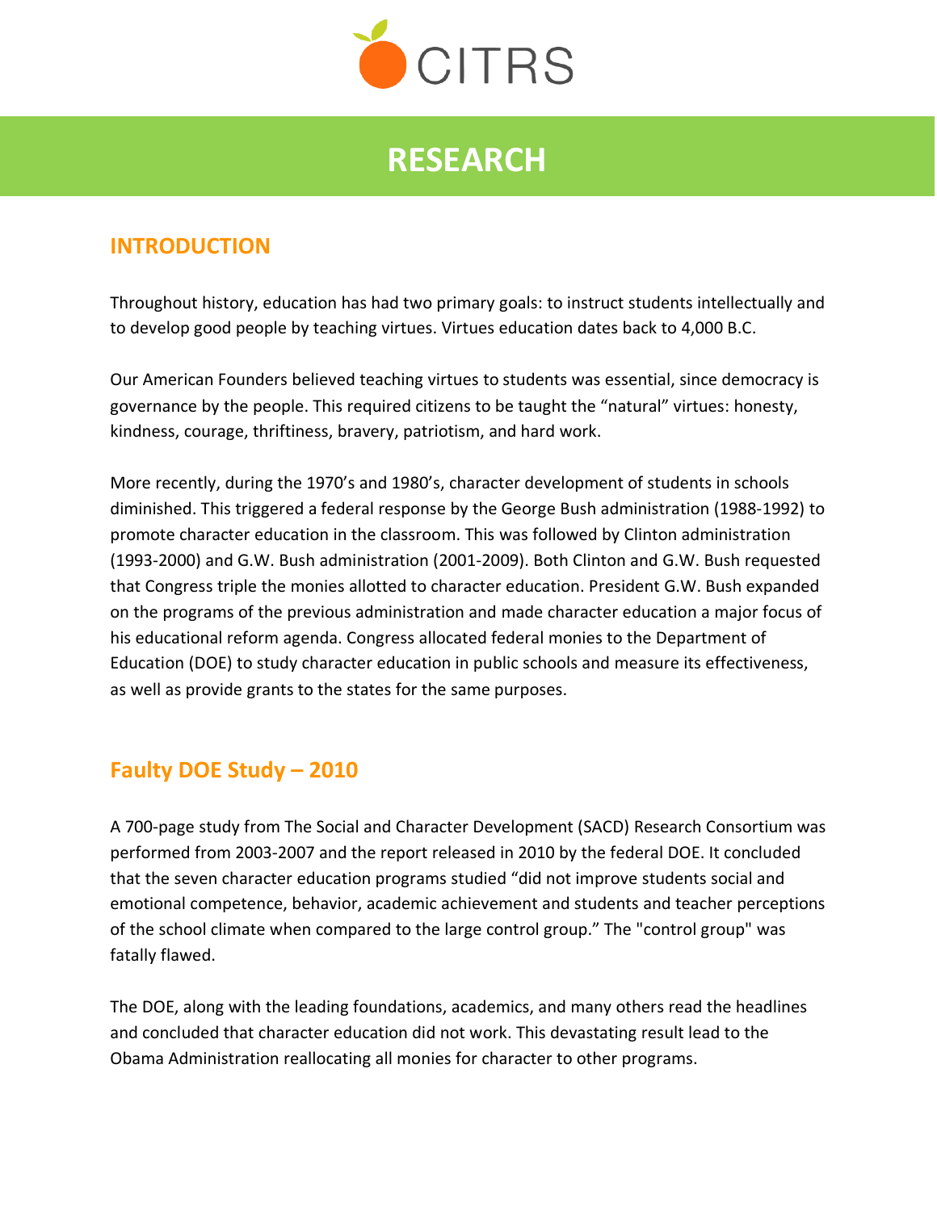CITRS

# RESEARCH

## INTRODUCTION

Throughout history, education has had two primary goals: to instruct students intellectually and to develop good people by teaching virtues. Virtues education dates back to 4,000 B.C.

Our American Founders believed teaching virtues to students was essential, since democracy is governance by the people. This required citizens to be taught the "natural" virtues: honesty, kindness, courage, thriftiness, bravery, patriotism, and hard work.

More recently, during the 1970's and 1980's, character development of students in schools diminished. This triggered a federal response by the George Bush administration (1988-1992) to promote character education in the classroom. This was followed by Clinton administration (1993-2000) and G.W. Bush administration (2001-2009). Both Clinton and G.W. Bush requested that Congress triple the monies allotted to character education. President G.W. Bush expanded on the programs of the previous administration and made character education a major focus of his educational reform agenda. Congress allocated federal monies to the Department of Education (DOE) to study character education in public schools and measure its effectiveness, as well as provide grants to the states for the same purposes.

## Faulty DOE Study – 2010

A 700-page study from The Social and Character Development (SACD) Research Consortium was performed from 2003-2007 and the report released in 2010 by the federal DOE. It concluded that the seven character education programs studied "did not improve students social and emotional competence, behavior, academic achievement and students and teacher perceptions of the school climate when compared to the large control group." The "control group" was fatally flawed.

The DOE, along with the leading foundations, academics, and many others read the headlines and concluded that character education did not work. This devastating result lead to the Obama Administration reallocating all monies for character to other programs.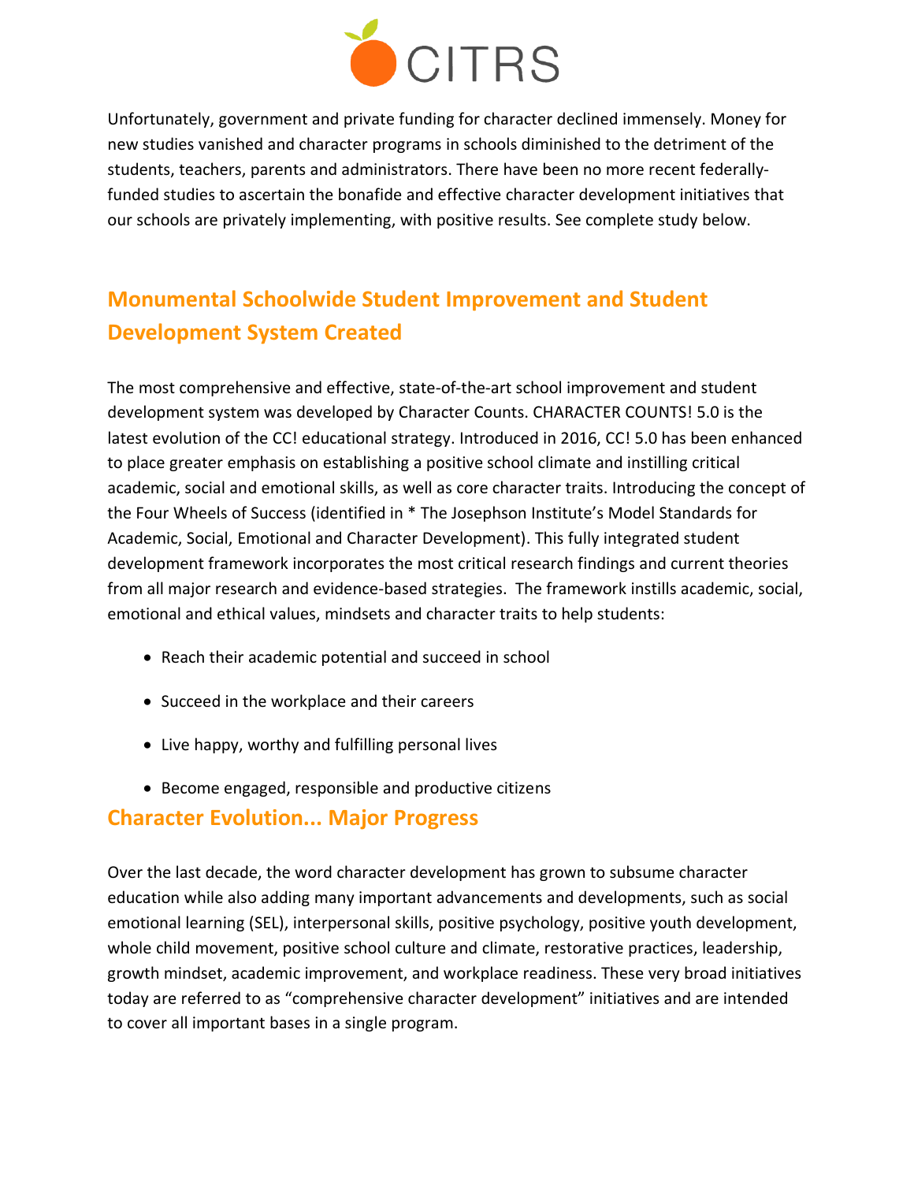Unfortunately, government and private funding for character declined immensely. Money for new studies vanished and character programs in schools diminished to the detriment of the students, teachers, parents and administrators. There have been no more recent federally-funded studies to ascertain the bonafide and effective character development initiatives that our schools are privately implementing, with positive results. See complete study below.

## Monumental Schoolwide Student Improvement and Student Development System Created

The most comprehensive and effective, state-of-the-art school improvement and student development system was developed by Character Counts. CHARACTER COUNTS! 5.0 is the latest evolution of the CC! educational strategy. Introduced in 2016, CC! 5.0 has been enhanced to place greater emphasis on establishing a positive school climate and instilling critical academic, social and emotional skills, as well as core character traits. Introducing the concept of the Four Wheels of Success (identified in * The Josephson Institute's Model Standards for Academic, Social, Emotional and Character Development). This fully integrated student development framework incorporates the most critical research findings and current theories from all major research and evidence-based strategies. The framework instills academic, social, emotional and ethical values, mindsets and character traits to help students:

- Reach their academic potential and succeed in school
- Succeed in the workplace and their careers
- Live happy, worthy and fulfilling personal lives
- Become engaged, responsible and productive citizens

## Character Evolution... Major Progress

Over the last decade, the word character development has grown to subsume character education while also adding many important advancements and developments, such as social emotional learning (SEL), interpersonal skills, positive psychology, positive youth development, whole child movement, positive school culture and climate, restorative practices, leadership, growth mindset, academic improvement, and workplace readiness. These very broad initiatives today are referred to as "comprehensive character development" initiatives and are intended to cover all important bases in a single program.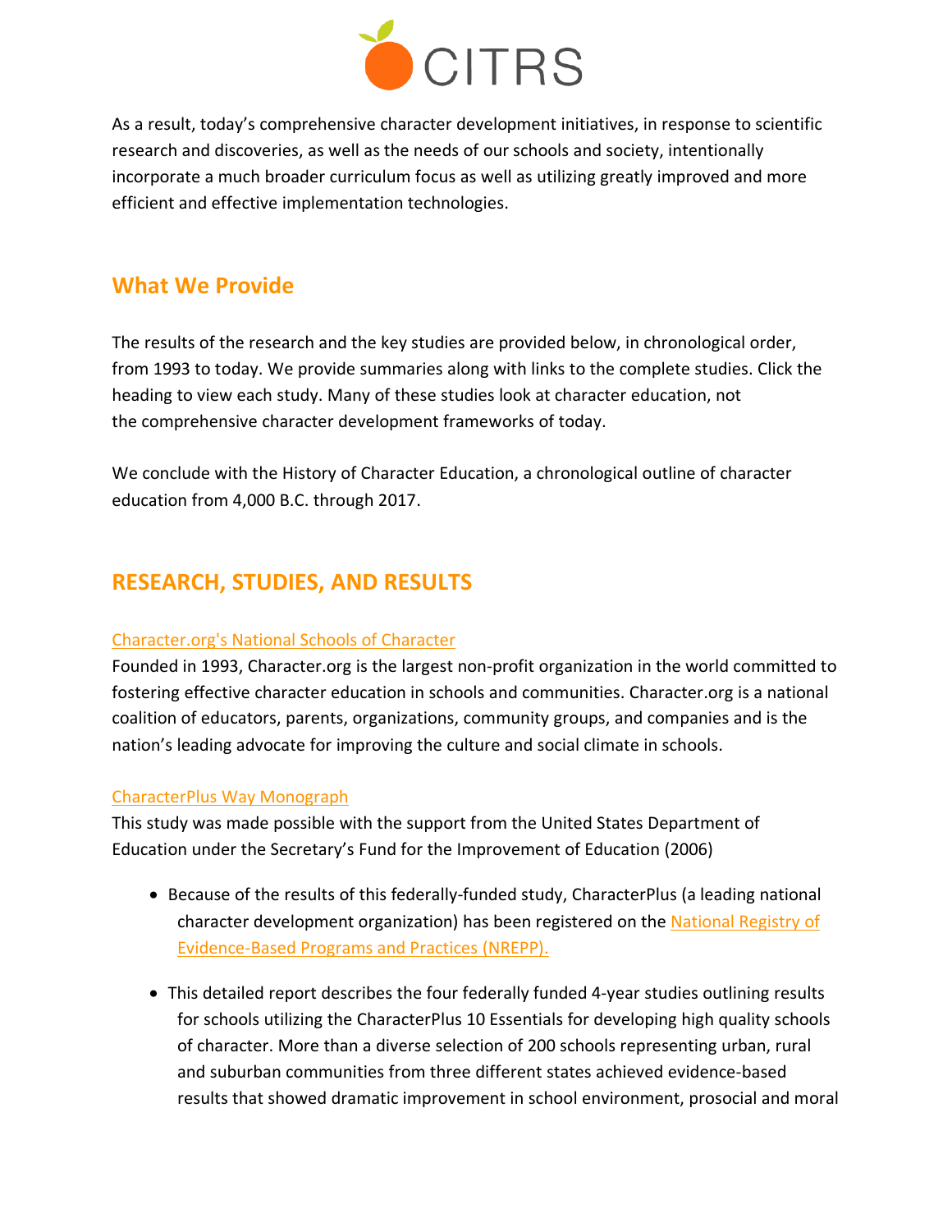As a result, today's comprehensive character development initiatives, in response to scientific research and discoveries, as well as the needs of our schools and society, intentionally incorporate a much broader curriculum focus as well as utilizing greatly improved and more efficient and effective implementation technologies.

## What We Provide

The results of the research and the key studies are provided below, in chronological order, from 1993 to today. We provide summaries along with links to the complete studies. Click the heading to view each study. Many of these studies look at character education, not the comprehensive character development frameworks of today.

We conclude with the History of Character Education, a chronological outline of character education from 4,000 B.C. through 2017.

## RESEARCH, STUDIES, AND RESULTS

### Character.org's National Schools of Character

Founded in 1993, Character.org is the largest non-profit organization in the world committed to fostering effective character education in schools and communities. Character.org is a national coalition of educators, parents, organizations, community groups, and companies and is the nation's leading advocate for improving the culture and social climate in schools.

### CharacterPlus Way Monograph

This study was made possible with the support from the United States Department of Education under the Secretary's Fund for the Improvement of Education (2006)

- Because of the results of this federally-funded study, CharacterPlus (a leading national character development organization) has been registered on the National Registry of Evidence-Based Programs and Practices (NREPP).
- This detailed report describes the four federally funded 4-year studies outlining results for schools utilizing the CharacterPlus 10 Essentials for developing high quality schools of character. More than a diverse selection of 200 schools representing urban, rural and suburban communities from three different states achieved evidence-based results that showed dramatic improvement in school environment, prosocial and moral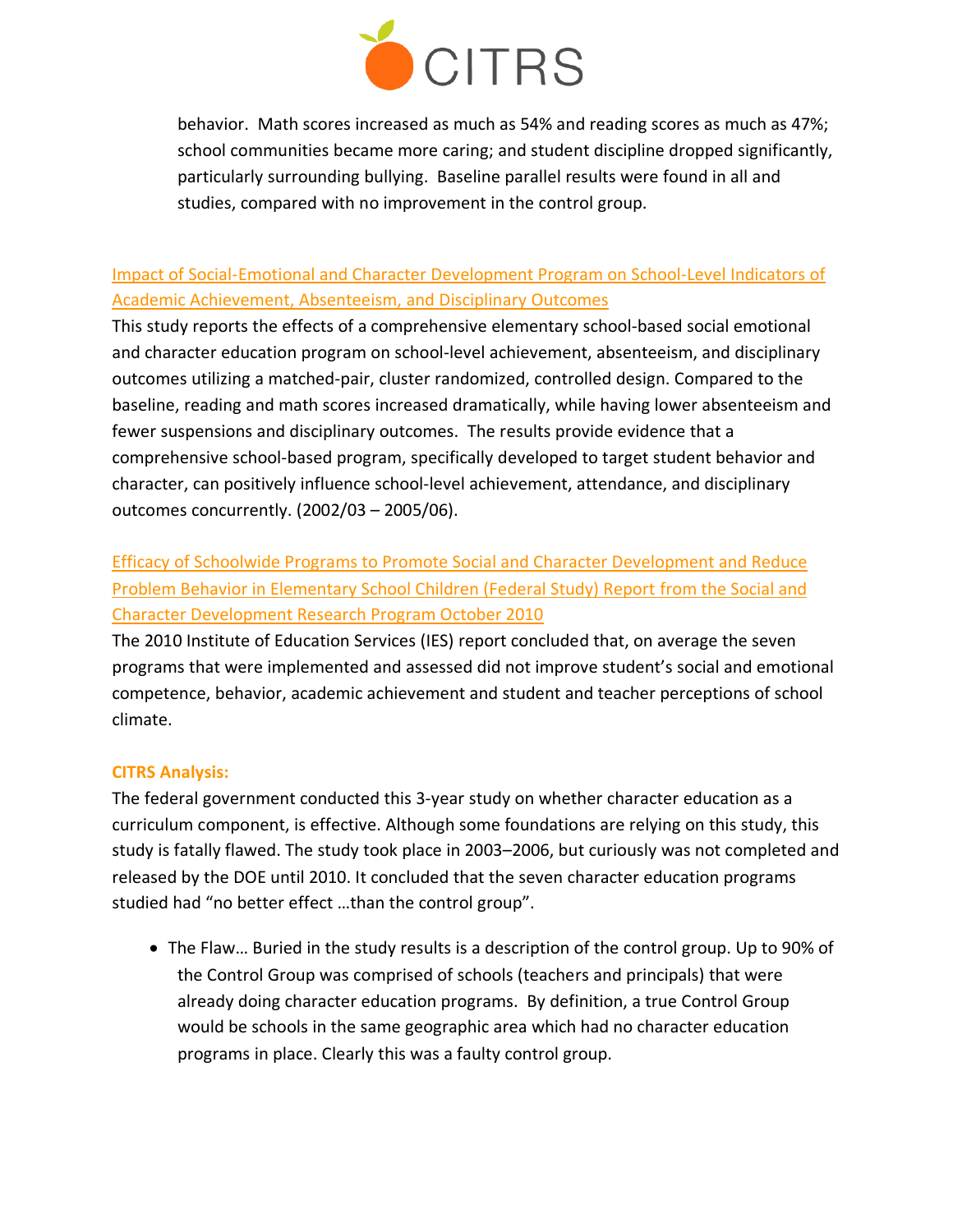behavior. Math scores increased as much as 54% and reading scores as much as 47%; school communities became more caring; and student discipline dropped significantly, particularly surrounding bullying. Baseline parallel results were found in all and studies, compared with no improvement in the control group.

Impact of Social-Emotional and Character Development Program on School-Level Indicators of Academic Achievement, Absenteeism, and Disciplinary Outcomes

This study reports the effects of a comprehensive elementary school-based social emotional and character education program on school-level achievement, absenteeism, and disciplinary outcomes utilizing a matched-pair, cluster randomized, controlled design. Compared to the baseline, reading and math scores increased dramatically, while having lower absenteeism and fewer suspensions and disciplinary outcomes. The results provide evidence that a comprehensive school-based program, specifically developed to target student behavior and character, can positively influence school-level achievement, attendance, and disciplinary outcomes concurrently. (2002/03 – 2005/06).

Efficacy of Schoolwide Programs to Promote Social and Character Development and Reduce Problem Behavior in Elementary School Children (Federal Study) Report from the Social and Character Development Research Program October 2010

The 2010 Institute of Education Services (IES) report concluded that, on average the seven programs that were implemented and assessed did not improve student's social and emotional competence, behavior, academic achievement and student and teacher perceptions of school climate.

**CITRS Analysis:**

The federal government conducted this 3-year study on whether character education as a curriculum component, is effective. Although some foundations are relying on this study, this study is fatally flawed. The study took place in 2003–2006, but curiously was not completed and released by the DOE until 2010. It concluded that the seven character education programs studied had "no better effect …than the control group".

- The Flaw… Buried in the study results is a description of the control group. Up to 90% of the Control Group was comprised of schools (teachers and principals) that were already doing character education programs. By definition, a true Control Group would be schools in the same geographic area which had no character education programs in place. Clearly this was a faulty control group.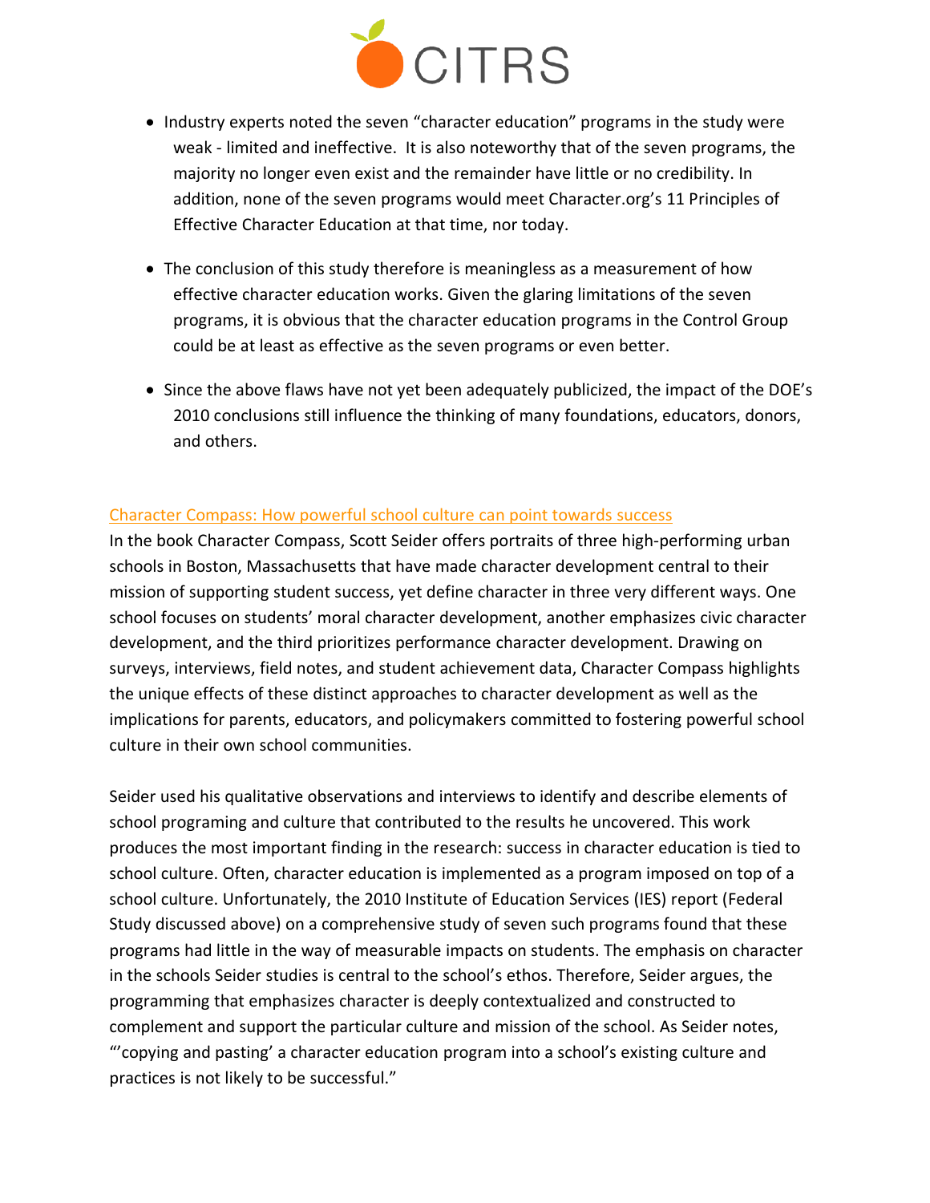- Industry experts noted the seven "character education" programs in the study were weak - limited and ineffective. It is also noteworthy that of the seven programs, the majority no longer even exist and the remainder have little or no credibility. In addition, none of the seven programs would meet Character.org's 11 Principles of Effective Character Education at that time, nor today.

- The conclusion of this study therefore is meaningless as a measurement of how effective character education works. Given the glaring limitations of the seven programs, it is obvious that the character education programs in the Control Group could be at least as effective as the seven programs or even better.

- Since the above flaws have not yet been adequately publicized, the impact of the DOE's 2010 conclusions still influence the thinking of many foundations, educators, donors, and others.

Character Compass: How powerful school culture can point towards success

In the book Character Compass, Scott Seider offers portraits of three high-performing urban schools in Boston, Massachusetts that have made character development central to their mission of supporting student success, yet define character in three very different ways. One school focuses on students' moral character development, another emphasizes civic character development, and the third prioritizes performance character development. Drawing on surveys, interviews, field notes, and student achievement data, Character Compass highlights the unique effects of these distinct approaches to character development as well as the implications for parents, educators, and policymakers committed to fostering powerful school culture in their own school communities.

Seider used his qualitative observations and interviews to identify and describe elements of school programing and culture that contributed to the results he uncovered. This work produces the most important finding in the research: success in character education is tied to school culture. Often, character education is implemented as a program imposed on top of a school culture. Unfortunately, the 2010 Institute of Education Services (IES) report (Federal Study discussed above) on a comprehensive study of seven such programs found that these programs had little in the way of measurable impacts on students. The emphasis on character in the schools Seider studies is central to the school's ethos. Therefore, Seider argues, the programming that emphasizes character is deeply contextualized and constructed to complement and support the particular culture and mission of the school. As Seider notes, "'copying and pasting' a character education program into a school's existing culture and practices is not likely to be successful."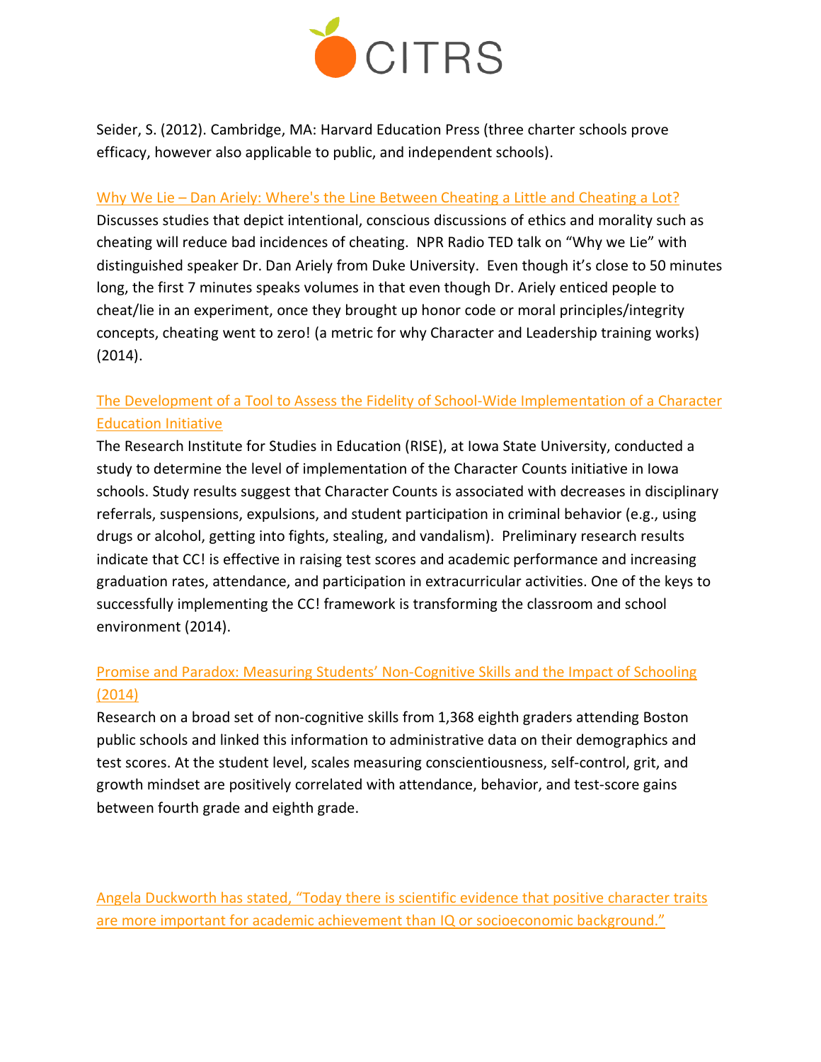Seider, S. (2012). Cambridge, MA: Harvard Education Press (three charter schools prove efficacy, however also applicable to public, and independent schools).

Why We Lie – Dan Ariely: Where's the Line Between Cheating a Little and Cheating a Lot?
Discusses studies that depict intentional, conscious discussions of ethics and morality such as cheating will reduce bad incidences of cheating. NPR Radio TED talk on "Why we Lie" with distinguished speaker Dr. Dan Ariely from Duke University. Even though it's close to 50 minutes long, the first 7 minutes speaks volumes in that even though Dr. Ariely enticed people to cheat/lie in an experiment, once they brought up honor code or moral principles/integrity concepts, cheating went to zero! (a metric for why Character and Leadership training works) (2014).

The Development of a Tool to Assess the Fidelity of School-Wide Implementation of a Character Education Initiative
The Research Institute for Studies in Education (RISE), at Iowa State University, conducted a study to determine the level of implementation of the Character Counts initiative in Iowa schools. Study results suggest that Character Counts is associated with decreases in disciplinary referrals, suspensions, expulsions, and student participation in criminal behavior (e.g., using drugs or alcohol, getting into fights, stealing, and vandalism). Preliminary research results indicate that CC! is effective in raising test scores and academic performance and increasing graduation rates, attendance, and participation in extracurricular activities. One of the keys to successfully implementing the CC! framework is transforming the classroom and school environment (2014).

Promise and Paradox: Measuring Students' Non-Cognitive Skills and the Impact of Schooling (2014)
Research on a broad set of non-cognitive skills from 1,368 eighth graders attending Boston public schools and linked this information to administrative data on their demographics and test scores. At the student level, scales measuring conscientiousness, self-control, grit, and growth mindset are positively correlated with attendance, behavior, and test-score gains between fourth grade and eighth grade.

Angela Duckworth has stated, "Today there is scientific evidence that positive character traits are more important for academic achievement than IQ or socioeconomic background."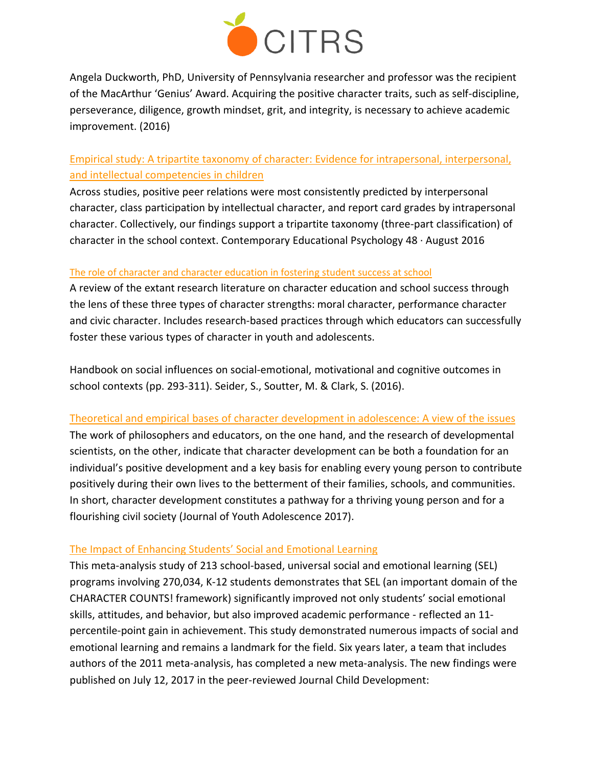Angela Duckworth, PhD, University of Pennsylvania researcher and professor was the recipient of the MacArthur 'Genius' Award. Acquiring the positive character traits, such as self-discipline, perseverance, diligence, growth mindset, grit, and integrity, is necessary to achieve academic improvement. (2016)

### Empirical study: A tripartite taxonomy of character: Evidence for intrapersonal, interpersonal, and intellectual competencies in children

Across studies, positive peer relations were most consistently predicted by interpersonal character, class participation by intellectual character, and report card grades by intrapersonal character. Collectively, our findings support a tripartite taxonomy (three-part classification) of character in the school context. Contemporary Educational Psychology 48 · August 2016

### The role of character and character education in fostering student success at school

A review of the extant research literature on character education and school success through the lens of these three types of character strengths: moral character, performance character and civic character. Includes research-based practices through which educators can successfully foster these various types of character in youth and adolescents.

Handbook on social influences on social-emotional, motivational and cognitive outcomes in school contexts (pp. 293-311). Seider, S., Soutter, M. & Clark, S. (2016).

### Theoretical and empirical bases of character development in adolescence: A view of the issues

The work of philosophers and educators, on the one hand, and the research of developmental scientists, on the other, indicate that character development can be both a foundation for an individual's positive development and a key basis for enabling every young person to contribute positively during their own lives to the betterment of their families, schools, and communities. In short, character development constitutes a pathway for a thriving young person and for a flourishing civil society (Journal of Youth Adolescence 2017).

### The Impact of Enhancing Students' Social and Emotional Learning

This meta-analysis study of 213 school-based, universal social and emotional learning (SEL) programs involving 270,034, K-12 students demonstrates that SEL (an important domain of the CHARACTER COUNTS! framework) significantly improved not only students' social emotional skills, attitudes, and behavior, but also improved academic performance - reflected an 11-percentile-point gain in achievement. This study demonstrated numerous impacts of social and emotional learning and remains a landmark for the field. Six years later, a team that includes authors of the 2011 meta-analysis, has completed a new meta-analysis. The new findings were published on July 12, 2017 in the peer-reviewed Journal Child Development: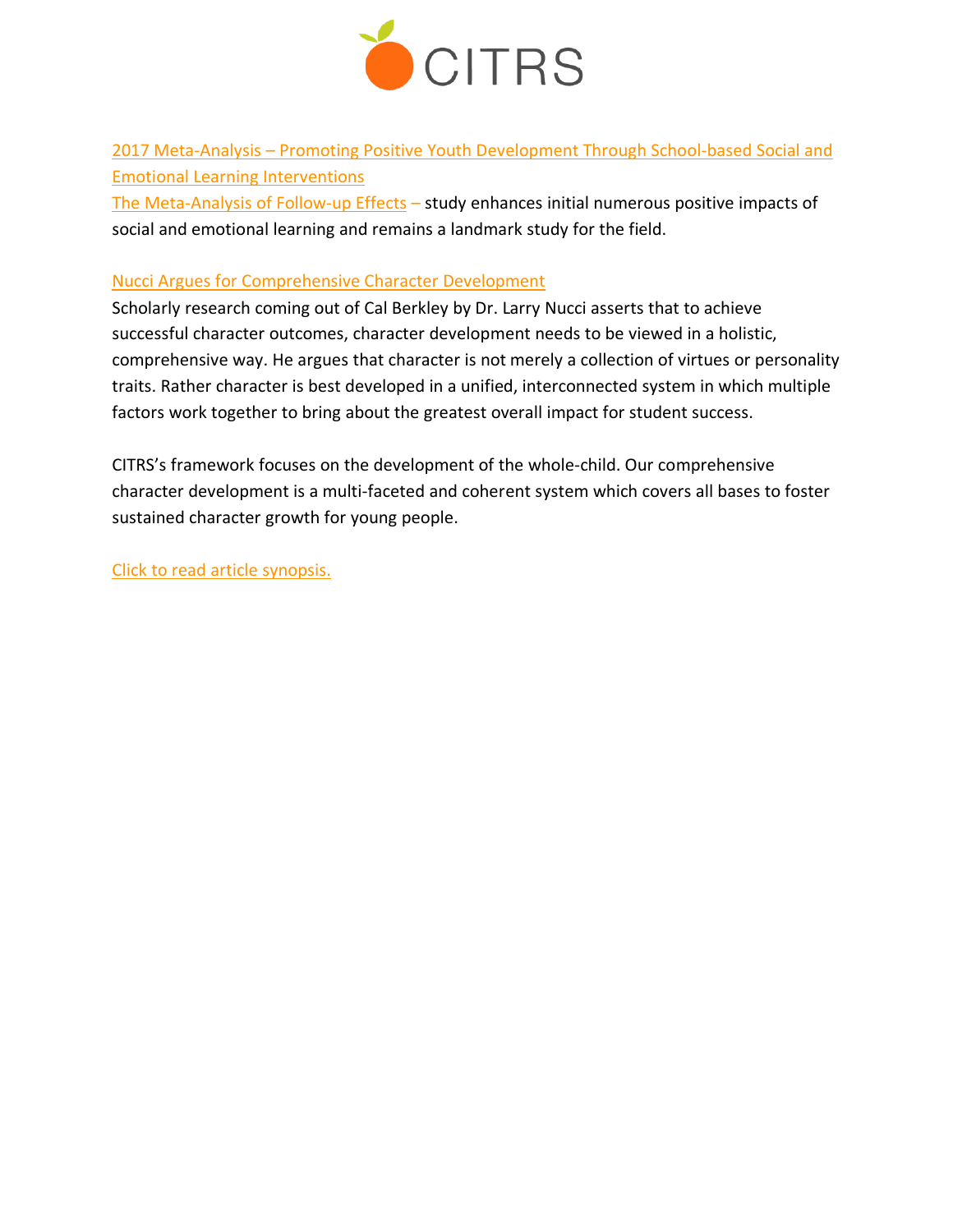2017 Meta-Analysis – Promoting Positive Youth Development Through School-based Social and Emotional Learning Interventions

The Meta-Analysis of Follow-up Effects – study enhances initial numerous positive impacts of social and emotional learning and remains a landmark study for the field.

Nucci Argues for Comprehensive Character Development

Scholarly research coming out of Cal Berkley by Dr. Larry Nucci asserts that to achieve successful character outcomes, character development needs to be viewed in a holistic, comprehensive way. He argues that character is not merely a collection of virtues or personality traits. Rather character is best developed in a unified, interconnected system in which multiple factors work together to bring about the greatest overall impact for student success.

CITRS's framework focuses on the development of the whole-child. Our comprehensive character development is a multi-faceted and coherent system which covers all bases to foster sustained character growth for young people.

Click to read article synopsis.